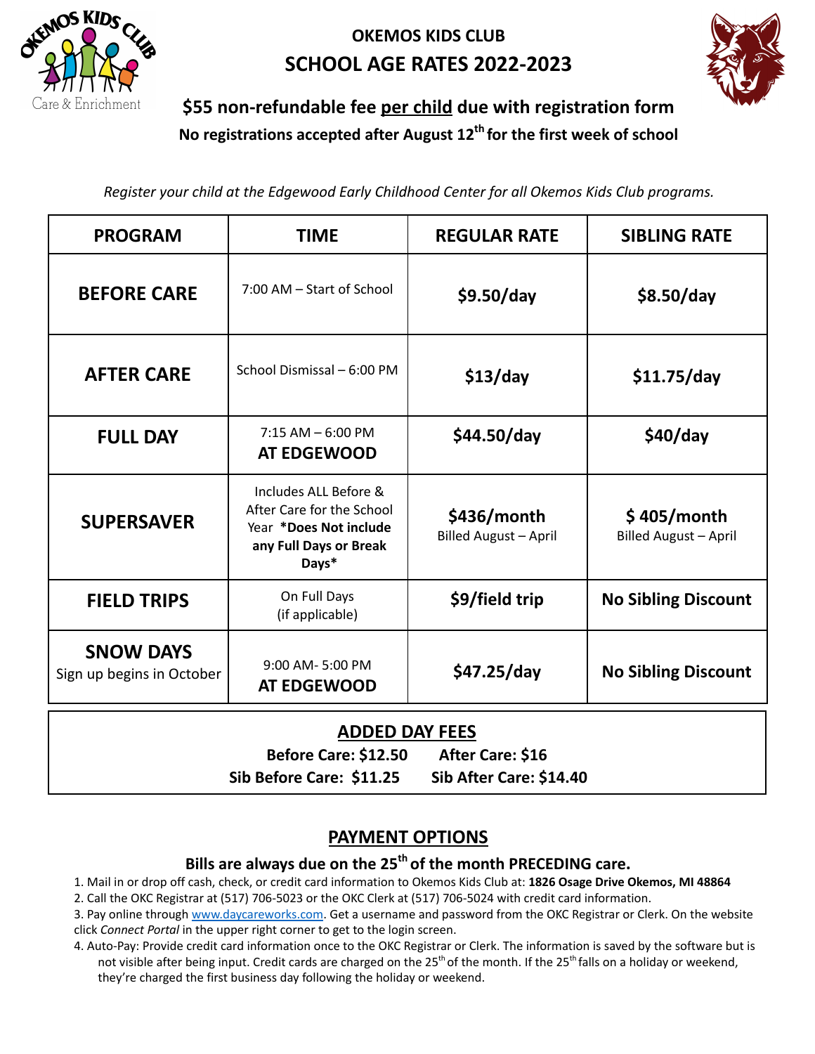# OKEMOS KIDS CLUB
## SCHOOL AGE RATES 2022-2023

**$55 non-refundable fee per child due with registration form**

**No registrations accepted after August 12th for the first week of school**

*Register your child at the Edgewood Early Childhood Center for all Okemos Kids Club programs.*

| PROGRAM | TIME | REGULAR RATE | SIBLING RATE |
|---|---|---|---|
| **BEFORE CARE** | 7:00 AM – Start of School | **$9.50/day** | **$8.50/day** |
| **AFTER CARE** | School Dismissal – 6:00 PM | **$13/day** | **$11.75/day** |
| **FULL DAY** | 7:15 AM – 6:00 PM **AT EDGEWOOD** | **$44.50/day** | **$40/day** |
| **SUPERSAVER** | Includes ALL Before & After Care for the School Year **\*Does Not include any Full Days or Break Days\*** | **$436/month** Billed August – April | **$ 405/month** Billed August – April |
| **FIELD TRIPS** | On Full Days (if applicable) | **$9/field trip** | **No Sibling Discount** |
| **SNOW DAYS** Sign up begins in October | 9:00 AM- 5:00 PM **AT EDGEWOOD** | **$47.25/day** | **No Sibling Discount** |

## ADDED DAY FEES

**Before Care: $12.50** **After Care: $16**

**Sib Before Care: $11.25** **Sib After Care: $14.40**

## PAYMENT OPTIONS

**Bills are always due on the 25th of the month PRECEDING care.**

1. Mail in or drop off cash, check, or credit card information to Okemos Kids Club at: **1826 Osage Drive Okemos, MI 48864**
2. Call the OKC Registrar at (517) 706-5023 or the OKC Clerk at (517) 706-5024 with credit card information.
3. Pay online through www.daycareworks.com. Get a username and password from the OKC Registrar or Clerk. On the website click *Connect Portal* in the upper right corner to get to the login screen.
4. Auto-Pay: Provide credit card information once to the OKC Registrar or Clerk. The information is saved by the software but is not visible after being input. Credit cards are charged on the 25th of the month. If the 25th falls on a holiday or weekend, they're charged the first business day following the holiday or weekend.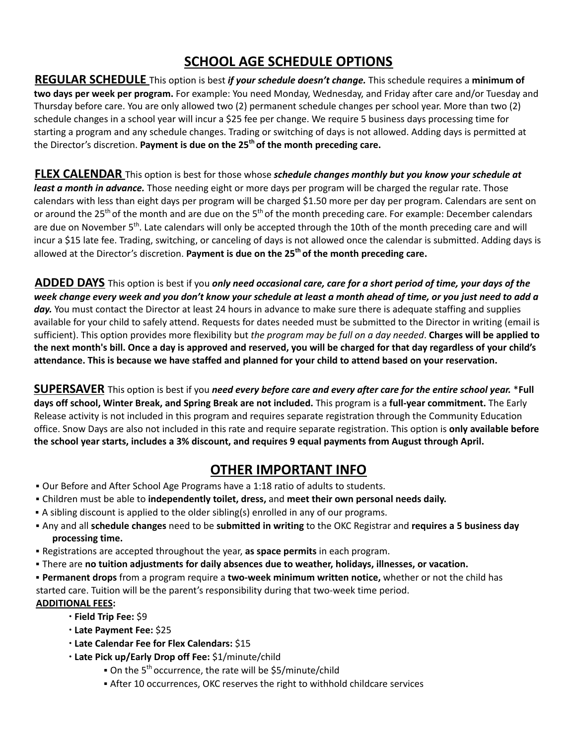# SCHOOL AGE SCHEDULE OPTIONS

**REGULAR SCHEDULE** This option is best ***if your schedule doesn't change.*** This schedule requires a **minimum of two days per week per program.** For example: You need Monday, Wednesday, and Friday after care and/or Tuesday and Thursday before care. You are only allowed two (2) permanent schedule changes per school year. More than two (2) schedule changes in a school year will incur a $25 fee per change. We require 5 business days processing time for starting a program and any schedule changes. Trading or switching of days is not allowed. Adding days is permitted at the Director's discretion. **Payment is due on the 25th of the month preceding care.**

**FLEX CALENDAR** This option is best for those whose ***schedule changes monthly but you know your schedule at least a month in advance.*** Those needing eight or more days per program will be charged the regular rate. Those calendars with less than eight days per program will be charged $1.50 more per day per program. Calendars are sent on or around the 25th of the month and are due on the 5th of the month preceding care. For example: December calendars are due on November 5th. Late calendars will only be accepted through the 10th of the month preceding care and will incur a $15 late fee. Trading, switching, or canceling of days is not allowed once the calendar is submitted. Adding days is allowed at the Director's discretion. **Payment is due on the 25th of the month preceding care.**

**ADDED DAYS** This option is best if you ***only need occasional care, care for a short period of time, your days of the week change every week and you don't know your schedule at least a month ahead of time, or you just need to add a day.*** You must contact the Director at least 24 hours in advance to make sure there is adequate staffing and supplies available for your child to safely attend. Requests for dates needed must be submitted to the Director in writing (email is sufficient). This option provides more flexibility but *the program may be full on a day needed*. **Charges will be applied to the next month's bill. Once a day is approved and reserved, you will be charged for that day regardless of your child's attendance. This is because we have staffed and planned for your child to attend based on your reservation.**

**SUPERSAVER** This option is best if you ***need every before care and every after care for the entire school year.*** ***Full days off school, Winter Break, and Spring Break are not included.** This program is a **full-year commitment.** The Early Release activity is not included in this program and requires separate registration through the Community Education office. Snow Days are also not included in this rate and require separate registration. This option is **only available before the school year starts, includes a 3% discount, and requires 9 equal payments from August through April.**

# OTHER IMPORTANT INFO

- Our Before and After School Age Programs have a 1:18 ratio of adults to students.
- Children must be able to **independently toilet, dress,** and **meet their own personal needs daily.**
- A sibling discount is applied to the older sibling(s) enrolled in any of our programs.
- Any and all **schedule changes** need to be **submitted in writing** to the OKC Registrar and **requires a 5 business day processing time.**
- Registrations are accepted throughout the year, **as space permits** in each program.
- There are **no tuition adjustments for daily absences due to weather, holidays, illnesses, or vacation.**
- **Permanent drops** from a program require a **two-week minimum written notice,** whether or not the child has started care. Tuition will be the parent's responsibility during that two-week time period.

**ADDITIONAL FEES:**

- **Field Trip Fee:** $9
- **Late Payment Fee:** $25
- **Late Calendar Fee for Flex Calendars:** $15
- **Late Pick up/Early Drop off Fee:** $1/minute/child
  - On the 5th occurrence, the rate will be $5/minute/child
  - After 10 occurrences, OKC reserves the right to withhold childcare services